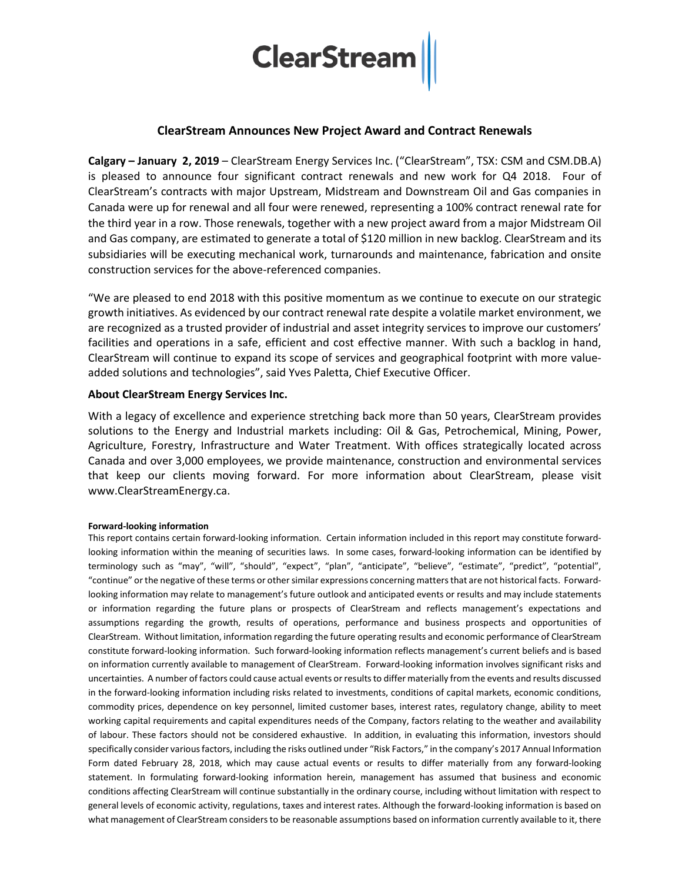ClearStream

# ClearStream Announces New Project Award and Contract Renewals

**Calgary – January 2, 2019** – ClearStream Energy Services Inc. ("ClearStream", TSX: CSM and CSM.DB.A) is pleased to announce four significant contract renewals and new work for Q4 2018. Four of ClearStream's contracts with major Upstream, Midstream and Downstream Oil and Gas companies in Canada were up for renewal and all four were renewed, representing a 100% contract renewal rate for the third year in a row. Those renewals, together with a new project award from a major Midstream Oil and Gas company, are estimated to generate a total of $120 million in new backlog. ClearStream and its subsidiaries will be executing mechanical work, turnarounds and maintenance, fabrication and onsite construction services for the above-referenced companies.

"We are pleased to end 2018 with this positive momentum as we continue to execute on our strategic growth initiatives. As evidenced by our contract renewal rate despite a volatile market environment, we are recognized as a trusted provider of industrial and asset integrity services to improve our customers' facilities and operations in a safe, efficient and cost effective manner. With such a backlog in hand, ClearStream will continue to expand its scope of services and geographical footprint with more value-added solutions and technologies", said Yves Paletta, Chief Executive Officer.

## About ClearStream Energy Services Inc.

With a legacy of excellence and experience stretching back more than 50 years, ClearStream provides solutions to the Energy and Industrial markets including: Oil & Gas, Petrochemical, Mining, Power, Agriculture, Forestry, Infrastructure and Water Treatment. With offices strategically located across Canada and over 3,000 employees, we provide maintenance, construction and environmental services that keep our clients moving forward. For more information about ClearStream, please visit www.ClearStreamEnergy.ca.

**Forward-looking information**

This report contains certain forward-looking information. Certain information included in this report may constitute forward-looking information within the meaning of securities laws. In some cases, forward-looking information can be identified by terminology such as "may", "will", "should", "expect", "plan", "anticipate", "believe", "estimate", "predict", "potential", "continue" or the negative of these terms or other similar expressions concerning matters that are not historical facts. Forward-looking information may relate to management's future outlook and anticipated events or results and may include statements or information regarding the future plans or prospects of ClearStream and reflects management's expectations and assumptions regarding the growth, results of operations, performance and business prospects and opportunities of ClearStream. Without limitation, information regarding the future operating results and economic performance of ClearStream constitute forward-looking information. Such forward-looking information reflects management's current beliefs and is based on information currently available to management of ClearStream. Forward-looking information involves significant risks and uncertainties. A number of factors could cause actual events or results to differ materially from the events and results discussed in the forward-looking information including risks related to investments, conditions of capital markets, economic conditions, commodity prices, dependence on key personnel, limited customer bases, interest rates, regulatory change, ability to meet working capital requirements and capital expenditures needs of the Company, factors relating to the weather and availability of labour. These factors should not be considered exhaustive. In addition, in evaluating this information, investors should specifically consider various factors, including the risks outlined under "Risk Factors," in the company's 2017 Annual Information Form dated February 28, 2018, which may cause actual events or results to differ materially from any forward-looking statement. In formulating forward-looking information herein, management has assumed that business and economic conditions affecting ClearStream will continue substantially in the ordinary course, including without limitation with respect to general levels of economic activity, regulations, taxes and interest rates. Although the forward-looking information is based on what management of ClearStream considers to be reasonable assumptions based on information currently available to it, there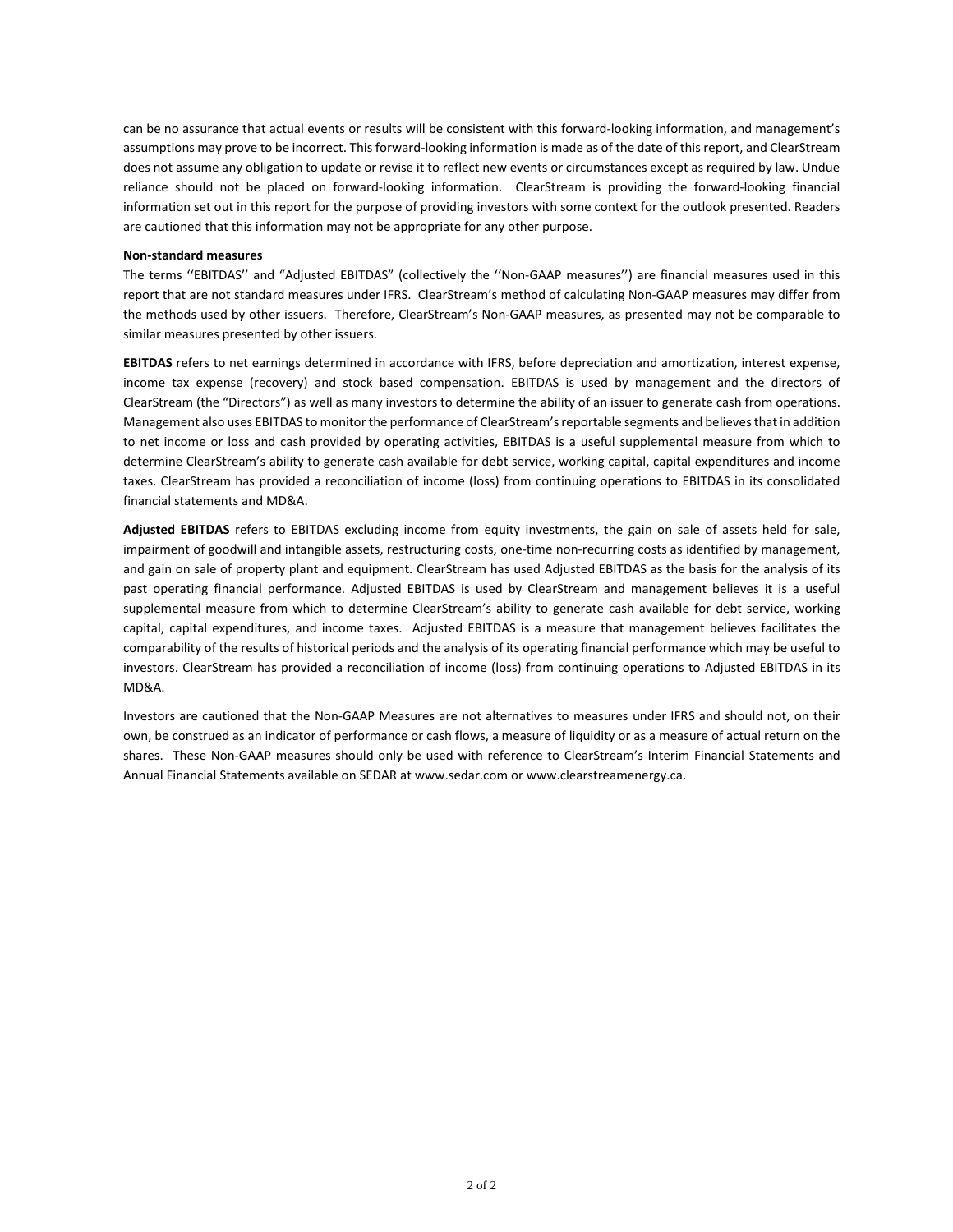can be no assurance that actual events or results will be consistent with this forward-looking information, and management's assumptions may prove to be incorrect. This forward-looking information is made as of the date of this report, and ClearStream does not assume any obligation to update or revise it to reflect new events or circumstances except as required by law. Undue reliance should not be placed on forward-looking information. ClearStream is providing the forward-looking financial information set out in this report for the purpose of providing investors with some context for the outlook presented. Readers are cautioned that this information may not be appropriate for any other purpose.

**Non-standard measures**

The terms ''EBITDAS'' and "Adjusted EBITDAS" (collectively the ''Non-GAAP measures'') are financial measures used in this report that are not standard measures under IFRS. ClearStream's method of calculating Non-GAAP measures may differ from the methods used by other issuers. Therefore, ClearStream's Non-GAAP measures, as presented may not be comparable to similar measures presented by other issuers.

**EBITDAS** refers to net earnings determined in accordance with IFRS, before depreciation and amortization, interest expense, income tax expense (recovery) and stock based compensation. EBITDAS is used by management and the directors of ClearStream (the "Directors") as well as many investors to determine the ability of an issuer to generate cash from operations. Management also uses EBITDAS to monitor the performance of ClearStream's reportable segments and believes that in addition to net income or loss and cash provided by operating activities, EBITDAS is a useful supplemental measure from which to determine ClearStream's ability to generate cash available for debt service, working capital, capital expenditures and income taxes. ClearStream has provided a reconciliation of income (loss) from continuing operations to EBITDAS in its consolidated financial statements and MD&A.

**Adjusted EBITDAS** refers to EBITDAS excluding income from equity investments, the gain on sale of assets held for sale, impairment of goodwill and intangible assets, restructuring costs, one-time non-recurring costs as identified by management, and gain on sale of property plant and equipment. ClearStream has used Adjusted EBITDAS as the basis for the analysis of its past operating financial performance. Adjusted EBITDAS is used by ClearStream and management believes it is a useful supplemental measure from which to determine ClearStream's ability to generate cash available for debt service, working capital, capital expenditures, and income taxes. Adjusted EBITDAS is a measure that management believes facilitates the comparability of the results of historical periods and the analysis of its operating financial performance which may be useful to investors. ClearStream has provided a reconciliation of income (loss) from continuing operations to Adjusted EBITDAS in its MD&A.

Investors are cautioned that the Non-GAAP Measures are not alternatives to measures under IFRS and should not, on their own, be construed as an indicator of performance or cash flows, a measure of liquidity or as a measure of actual return on the shares. These Non-GAAP measures should only be used with reference to ClearStream's Interim Financial Statements and Annual Financial Statements available on SEDAR at www.sedar.com or www.clearstreamenergy.ca.